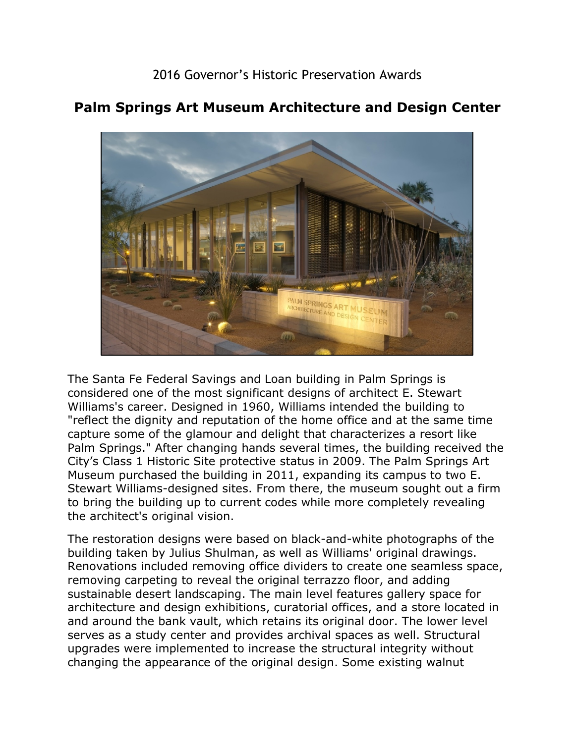2016 Governor's Historic Preservation Awards

# Palm Springs Art Museum Architecture and Design Center

The Santa Fe Federal Savings and Loan building in Palm Springs is considered one of the most significant designs of architect E. Stewart Williams's career. Designed in 1960, Williams intended the building to "reflect the dignity and reputation of the home office and at the same time capture some of the glamour and delight that characterizes a resort like Palm Springs." After changing hands several times, the building received the City's Class 1 Historic Site protective status in 2009. The Palm Springs Art Museum purchased the building in 2011, expanding its campus to two E. Stewart Williams-designed sites. From there, the museum sought out a firm to bring the building up to current codes while more completely revealing the architect's original vision.

The restoration designs were based on black-and-white photographs of the building taken by Julius Shulman, as well as Williams' original drawings. Renovations included removing office dividers to create one seamless space, removing carpeting to reveal the original terrazzo floor, and adding sustainable desert landscaping. The main level features gallery space for architecture and design exhibitions, curatorial offices, and a store located in and around the bank vault, which retains its original door. The lower level serves as a study center and provides archival spaces as well. Structural upgrades were implemented to increase the structural integrity without changing the appearance of the original design. Some existing walnut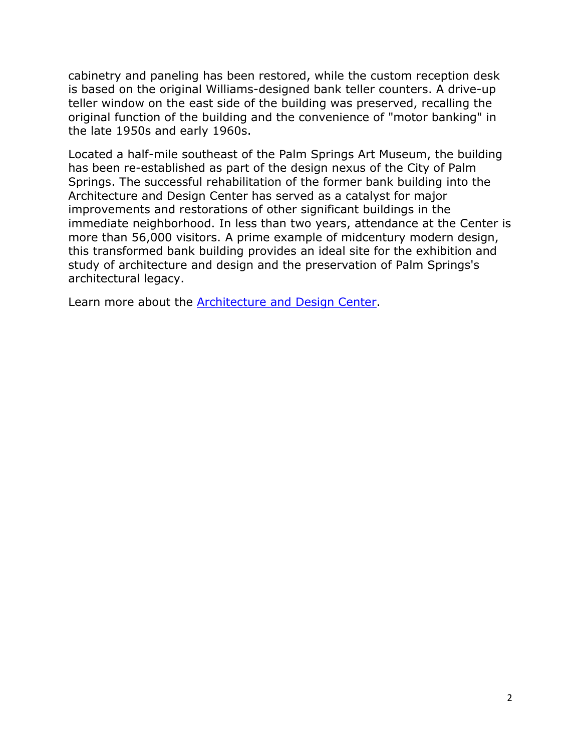cabinetry and paneling has been restored, while the custom reception desk is based on the original Williams-designed bank teller counters. A drive-up teller window on the east side of the building was preserved, recalling the original function of the building and the convenience of "motor banking" in the late 1950s and early 1960s.

Located a half-mile southeast of the Palm Springs Art Museum, the building has been re-established as part of the design nexus of the City of Palm Springs. The successful rehabilitation of the former bank building into the Architecture and Design Center has served as a catalyst for major improvements and restorations of other significant buildings in the immediate neighborhood. In less than two years, attendance at the Center is more than 56,000 visitors. A prime example of midcentury modern design, this transformed bank building provides an ideal site for the exhibition and study of architecture and design and the preservation of Palm Springs's architectural legacy.

Learn more about the Architecture and Design Center.